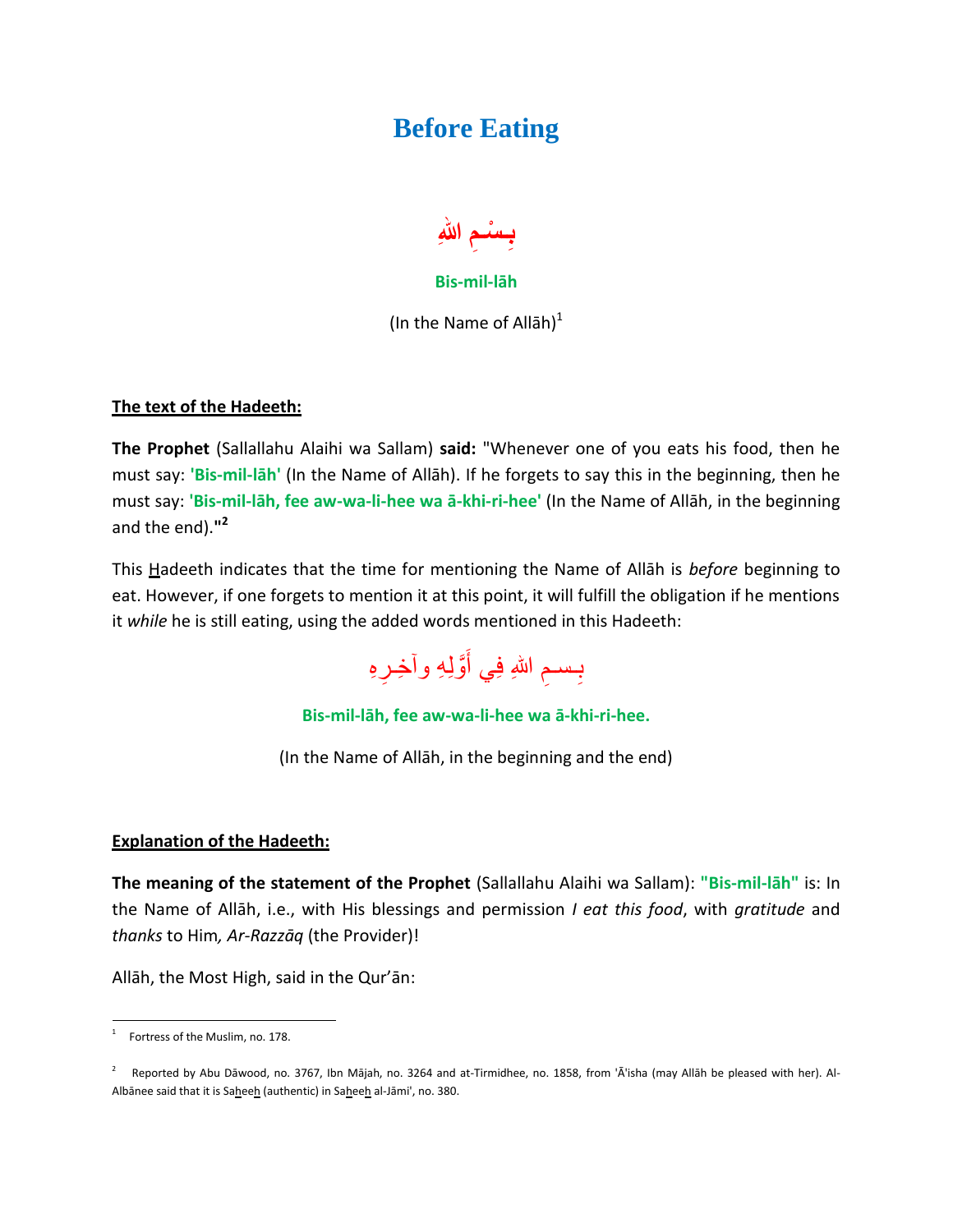# Before Eating

بِسْمِ اللهِ

**Bis-mil-lāh**

(In the Name of Allāh)[1]

**The text of the Hadeeth:**

**The Prophet** (Sallallahu Alaihi wa Sallam) **said:** "Whenever one of you eats his food, then he must say: **'Bis-mil-lāh'** (In the Name of Allāh). If he forgets to say this in the beginning, then he must say: **'Bis-mil-lāh, fee aw-wa-li-hee wa ā-khi-ri-hee'** (In the Name of Allāh, in the beginning and the end)."[2]

This Hadeeth indicates that the time for mentioning the Name of Allāh is *before* beginning to eat. However, if one forgets to mention it at this point, it will fulfill the obligation if he mentions it *while* he is still eating, using the added words mentioned in this Hadeeth:

بِسمِ اللهِ فِي أَوَّلِهِ وآخِرِهِ

**Bis-mil-lāh, fee aw-wa-li-hee wa ā-khi-ri-hee.**

(In the Name of Allāh, in the beginning and the end)

**Explanation of the Hadeeth:**

**The meaning of the statement of the Prophet** (Sallallahu Alaihi wa Sallam): **"Bis-mil-lāh"** is: In the Name of Allāh, i.e., with His blessings and permission *I eat this food*, with *gratitude* and *thanks* to Him*, Ar-Razzāq* (the Provider)!

Allāh, the Most High, said in the Qur'ān:

---

[1] Fortress of the Muslim, no. 178.

[2] Reported by Abu Dāwood, no. 3767, Ibn Mājah, no. 3264 and at-Tirmidhee, no. 1858, from 'Ā'isha (may Allāh be pleased with her). Al-Albānee said that it is Saheeh (authentic) in Saheeh al-Jāmi', no. 380.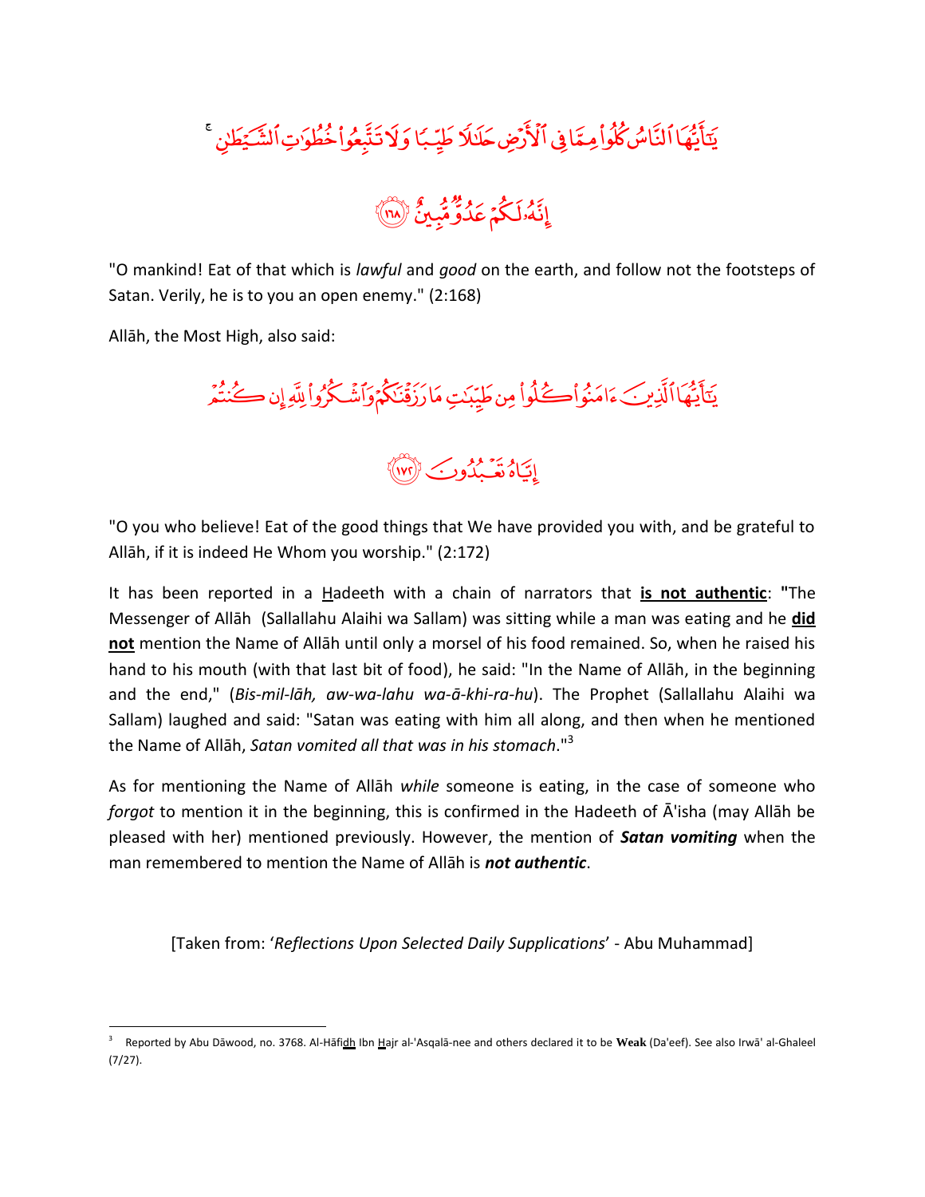يَٰٓأَيُّهَا ٱلنَّاسُ كُلُواْ مِمَّا فِي ٱلۡأَرۡضِ حَلَٰلٗا طَيِّبٗا وَلَا تَتَّبِعُواْ خُطُوَٰتِ ٱلشَّيۡطَٰنِۚ إِنَّهُۥ لَكُمۡ عَدُوّٞ مُّبِينٌ ﴿١٦٨﴾

"O mankind! Eat of that which is *lawful* and *good* on the earth, and follow not the footsteps of Satan. Verily, he is to you an open enemy." (2:168)

Allāh, the Most High, also said:

يَٰٓأَيُّهَا ٱلَّذِينَ ءَامَنُواْ كُلُواْ مِن طَيِّبَٰتِ مَا رَزَقۡنَٰكُمۡ وَٱشۡكُرُواْ لِلَّهِ إِن كُنتُمۡ إِيَّاهُ تَعۡبُدُونَ ﴿١٧٢﴾

"O you who believe! Eat of the good things that We have provided you with, and be grateful to Allāh, if it is indeed He Whom you worship." (2:172)

It has been reported in a Hadeeth with a chain of narrators that **is not authentic**: **"**The Messenger of Allāh (Sallallahu Alaihi wa Sallam) was sitting while a man was eating and he **did not** mention the Name of Allāh until only a morsel of his food remained. So, when he raised his hand to his mouth (with that last bit of food), he said: "In the Name of Allāh, in the beginning and the end," (*Bis-mil-lāh, aw-wa-lahu wa-ā-khi-ra-hu*). The Prophet (Sallallahu Alaihi wa Sallam) laughed and said: "Satan was eating with him all along, and then when he mentioned the Name of Allāh, *Satan vomited all that was in his stomach*."[3]

As for mentioning the Name of Allāh *while* someone is eating, in the case of someone who *forgot* to mention it in the beginning, this is confirmed in the Hadeeth of Ā'isha (may Allāh be pleased with her) mentioned previously. However, the mention of ***Satan vomiting*** when the man remembered to mention the Name of Allāh is ***not authentic***.

[Taken from: '*Reflections Upon Selected Daily Supplications*' - Abu Muhammad]

---

[3] Reported by Abu Dāwood, no. 3768. Al-Hāfidh Ibn Hajr al-'Asqalā-nee and others declared it to be **Weak** (Da'eef). See also Irwā' al-Ghaleel (7/27).